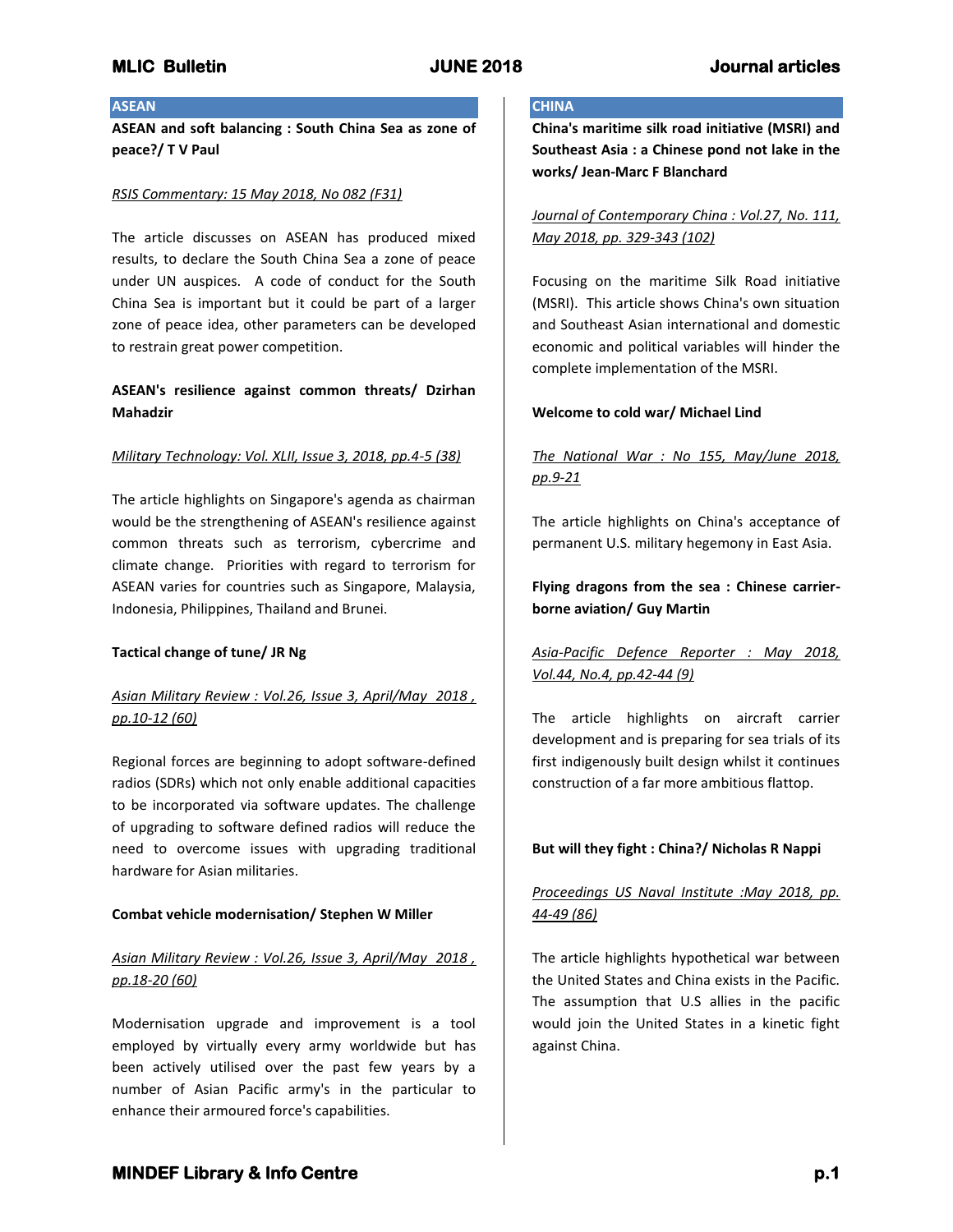## ASEAN

**ASEAN and soft balancing : South China Sea as zone of peace?/ T V Paul**

*RSIS Commentary: 15 May 2018, No 082 (F31)*

The article discusses on ASEAN has produced mixed results, to declare the South China Sea a zone of peace under UN auspices. A code of conduct for the South China Sea is important but it could be part of a larger zone of peace idea, other parameters can be developed to restrain great power competition.

**ASEAN's resilience against common threats/ Dzirhan Mahadzir**

*Military Technology: Vol. XLII, Issue 3, 2018, pp.4-5 (38)*

The article highlights on Singapore's agenda as chairman would be the strengthening of ASEAN's resilience against common threats such as terrorism, cybercrime and climate change. Priorities with regard to terrorism for ASEAN varies for countries such as Singapore, Malaysia, Indonesia, Philippines, Thailand and Brunei.

**Tactical change of tune/ JR Ng**

*Asian Military Review : Vol.26, Issue 3, April/May 2018 , pp.10-12 (60)*

Regional forces are beginning to adopt software-defined radios (SDRs) which not only enable additional capacities to be incorporated via software updates. The challenge of upgrading to software defined radios will reduce the need to overcome issues with upgrading traditional hardware for Asian militaries.

**Combat vehicle modernisation/ Stephen W Miller**

*Asian Military Review : Vol.26, Issue 3, April/May 2018 , pp.18-20 (60)*

Modernisation upgrade and improvement is a tool employed by virtually every army worldwide but has been actively utilised over the past few years by a number of Asian Pacific army's in the particular to enhance their armoured force's capabilities.

## CHINA

**China's maritime silk road initiative (MSRI) and Southeast Asia : a Chinese pond not lake in the works/ Jean-Marc F Blanchard**

*Journal of Contemporary China : Vol.27, No. 111, May 2018, pp. 329-343 (102)*

Focusing on the maritime Silk Road initiative (MSRI). This article shows China's own situation and Southeast Asian international and domestic economic and political variables will hinder the complete implementation of the MSRI.

**Welcome to cold war/ Michael Lind**

*The National War : No 155, May/June 2018, pp.9-21*

The article highlights on China's acceptance of permanent U.S. military hegemony in East Asia.

**Flying dragons from the sea : Chinese carrier-borne aviation/ Guy Martin**

*Asia-Pacific Defence Reporter : May 2018, Vol.44, No.4, pp.42-44 (9)*

The article highlights on aircraft carrier development and is preparing for sea trials of its first indigenously built design whilst it continues construction of a far more ambitious flattop.

**But will they fight : China?/ Nicholas R Nappi**

*Proceedings US Naval Institute :May 2018, pp. 44-49 (86)*

The article highlights hypothetical war between the United States and China exists in the Pacific. The assumption that U.S allies in the pacific would join the United States in a kinetic fight against China.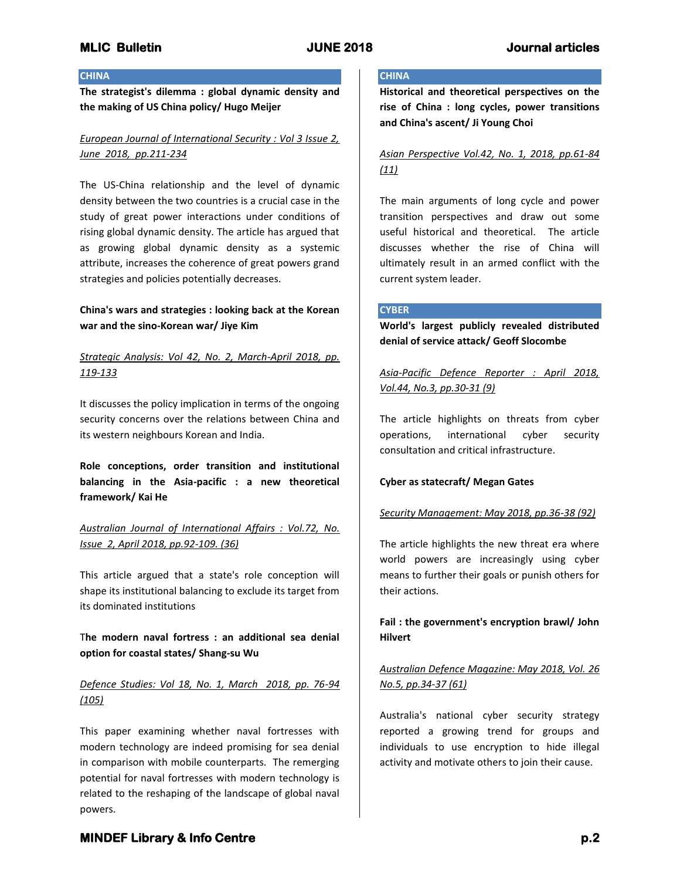## CHINA

**The strategist's dilemma : global dynamic density and the making of US China policy/ Hugo Meijer**

*European Journal of International Security : Vol 3 Issue 2, June 2018, pp.211-234*

The US-China relationship and the level of dynamic density between the two countries is a crucial case in the study of great power interactions under conditions of rising global dynamic density. The article has argued that as growing global dynamic density as a systemic attribute, increases the coherence of great powers grand strategies and policies potentially decreases.

**China's wars and strategies : looking back at the Korean war and the sino-Korean war/ Jiye Kim**

*Strategic Analysis: Vol 42, No. 2, March-April 2018, pp. 119-133*

It discusses the policy implication in terms of the ongoing security concerns over the relations between China and its western neighbours Korean and India.

**Role conceptions, order transition and institutional balancing in the Asia-pacific : a new theoretical framework/ Kai He**

*Australian Journal of International Affairs : Vol.72, No. Issue 2, April 2018, pp.92-109. (36)*

This article argued that a state's role conception will shape its institutional balancing to exclude its target from its dominated institutions

**The modern naval fortress : an additional sea denial option for coastal states/ Shang-su Wu**

*Defence Studies: Vol 18, No. 1, March 2018, pp. 76-94 (105)*

This paper examining whether naval fortresses with modern technology are indeed promising for sea denial in comparison with mobile counterparts. The remerging potential for naval fortresses with modern technology is related to the reshaping of the landscape of global naval powers.

## CHINA

**Historical and theoretical perspectives on the rise of China : long cycles, power transitions and China's ascent/ Ji Young Choi**

*Asian Perspective Vol.42, No. 1, 2018, pp.61-84 (11)*

The main arguments of long cycle and power transition perspectives and draw out some useful historical and theoretical. The article discusses whether the rise of China will ultimately result in an armed conflict with the current system leader.

## CYBER

**World's largest publicly revealed distributed denial of service attack/ Geoff Slocombe**

*Asia-Pacific Defence Reporter : April 2018, Vol.44, No.3, pp.30-31 (9)*

The article highlights on threats from cyber operations, international cyber security consultation and critical infrastructure.

**Cyber as statecraft/ Megan Gates**

*Security Management: May 2018, pp.36-38 (92)*

The article highlights the new threat era where world powers are increasingly using cyber means to further their goals or punish others for their actions.

**Fail : the government's encryption brawl/ John Hilvert**

*Australian Defence Magazine: May 2018, Vol. 26 No.5, pp.34-37 (61)*

Australia's national cyber security strategy reported a growing trend for groups and individuals to use encryption to hide illegal activity and motivate others to join their cause.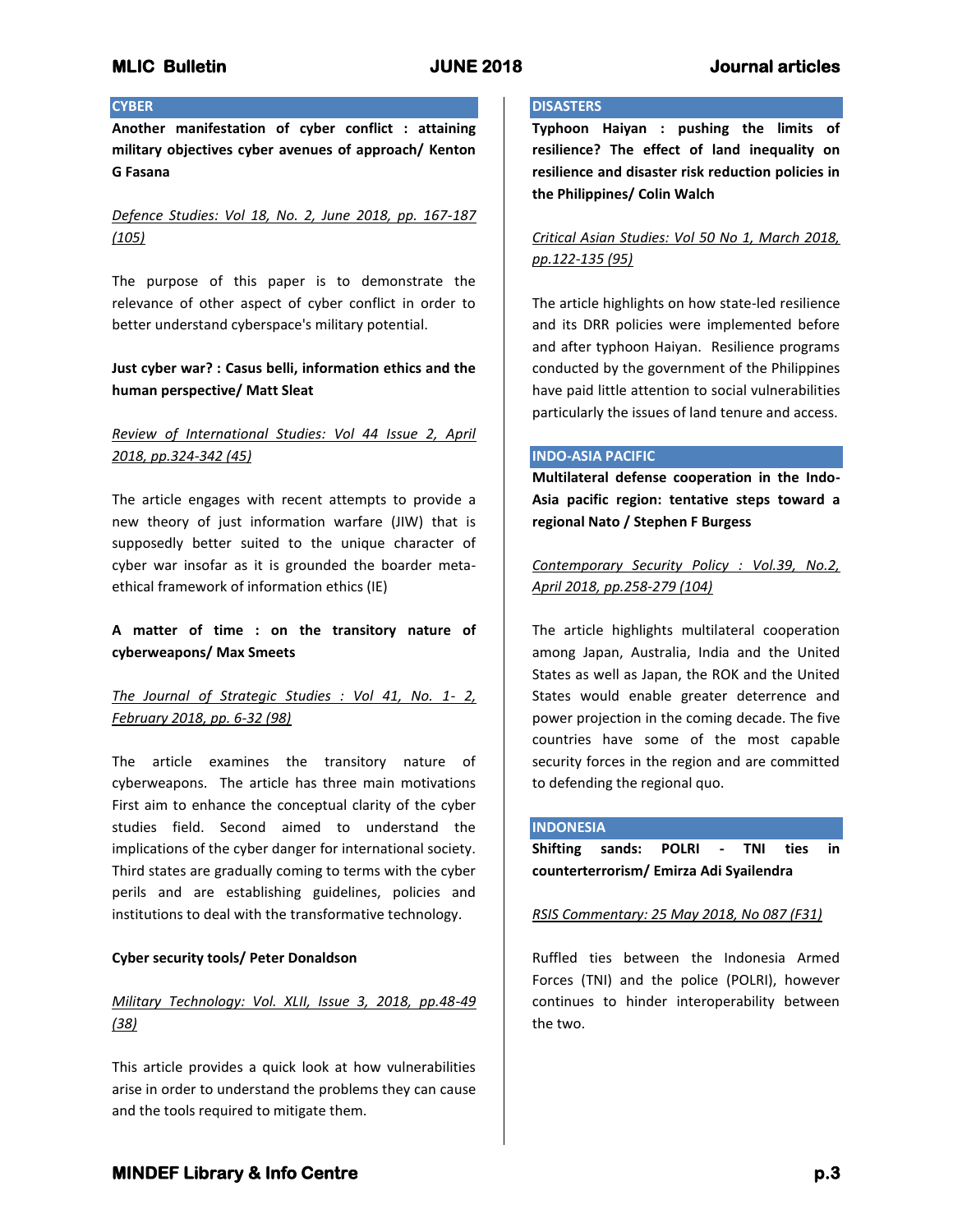## CYBER

**Another manifestation of cyber conflict : attaining military objectives cyber avenues of approach/ Kenton G Fasana**

*Defence Studies: Vol 18, No. 2, June 2018, pp. 167-187 (105)*

The purpose of this paper is to demonstrate the relevance of other aspect of cyber conflict in order to better understand cyberspace's military potential.

**Just cyber war? : Casus belli, information ethics and the human perspective/ Matt Sleat**

*Review of International Studies: Vol 44 Issue 2, April 2018, pp.324-342 (45)*

The article engages with recent attempts to provide a new theory of just information warfare (JIW) that is supposedly better suited to the unique character of cyber war insofar as it is grounded the boarder meta-ethical framework of information ethics (IE)

**A matter of time : on the transitory nature of cyberweapons/ Max Smeets**

*The Journal of Strategic Studies : Vol 41, No. 1- 2, February 2018, pp. 6-32 (98)*

The article examines the transitory nature of cyberweapons. The article has three main motivations First aim to enhance the conceptual clarity of the cyber studies field. Second aimed to understand the implications of the cyber danger for international society. Third states are gradually coming to terms with the cyber perils and are establishing guidelines, policies and institutions to deal with the transformative technology.

**Cyber security tools/ Peter Donaldson**

*Military Technology: Vol. XLII, Issue 3, 2018, pp.48-49 (38)*

This article provides a quick look at how vulnerabilities arise in order to understand the problems they can cause and the tools required to mitigate them.

## DISASTERS

**Typhoon Haiyan : pushing the limits of resilience? The effect of land inequality on resilience and disaster risk reduction policies in the Philippines/ Colin Walch**

*Critical Asian Studies: Vol 50 No 1, March 2018, pp.122-135 (95)*

The article highlights on how state-led resilience and its DRR policies were implemented before and after typhoon Haiyan. Resilience programs conducted by the government of the Philippines have paid little attention to social vulnerabilities particularly the issues of land tenure and access.

## INDO-ASIA PACIFIC

**Multilateral defense cooperation in the Indo-Asia pacific region: tentative steps toward a regional Nato / Stephen F Burgess**

*Contemporary Security Policy : Vol.39, No.2, April 2018, pp.258-279 (104)*

The article highlights multilateral cooperation among Japan, Australia, India and the United States as well as Japan, the ROK and the United States would enable greater deterrence and power projection in the coming decade. The five countries have some of the most capable security forces in the region and are committed to defending the regional quo.

## INDONESIA

**Shifting sands: POLRI - TNI ties in counterterrorism/ Emirza Adi Syailendra**

*RSIS Commentary: 25 May 2018, No 087 (F31)*

Ruffled ties between the Indonesia Armed Forces (TNI) and the police (POLRI), however continues to hinder interoperability between the two.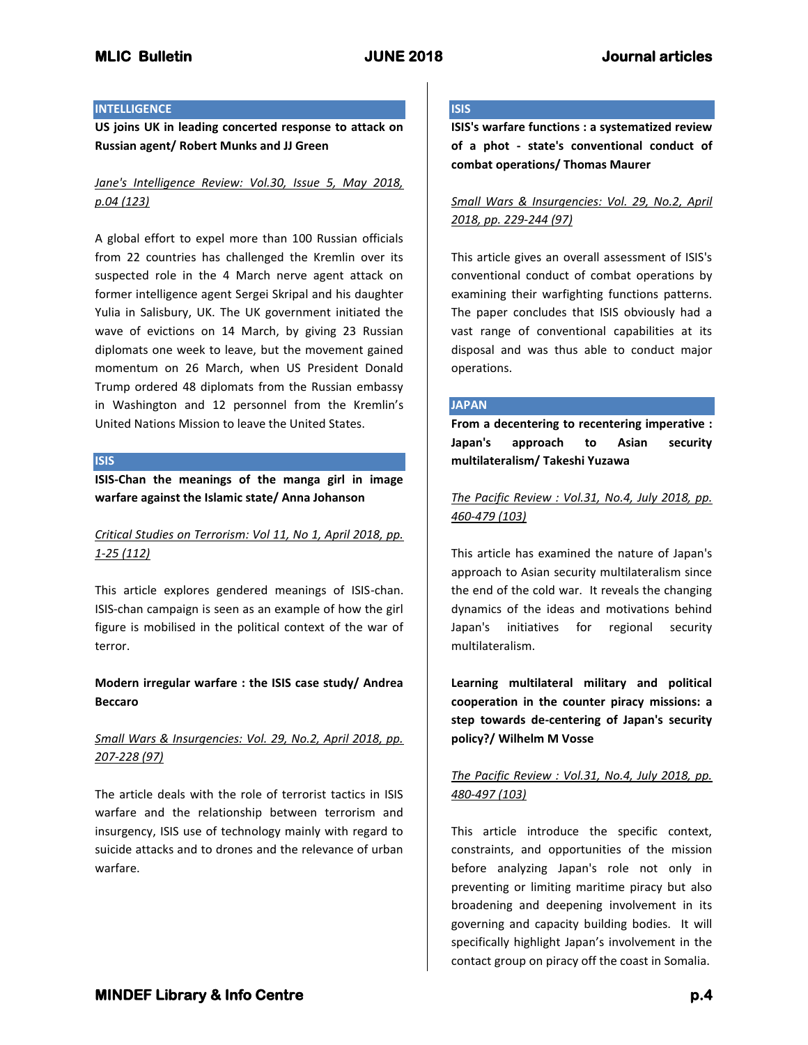## INTELLIGENCE

**US joins UK in leading concerted response to attack on Russian agent/ Robert Munks and JJ Green**

*Jane's Intelligence Review: Vol.30, Issue 5, May 2018, p.04 (123)*

A global effort to expel more than 100 Russian officials from 22 countries has challenged the Kremlin over its suspected role in the 4 March nerve agent attack on former intelligence agent Sergei Skripal and his daughter Yulia in Salisbury, UK. The UK government initiated the wave of evictions on 14 March, by giving 23 Russian diplomats one week to leave, but the movement gained momentum on 26 March, when US President Donald Trump ordered 48 diplomats from the Russian embassy in Washington and 12 personnel from the Kremlin's United Nations Mission to leave the United States.

## ISIS

**ISIS-Chan the meanings of the manga girl in image warfare against the Islamic state/ Anna Johanson**

*Critical Studies on Terrorism: Vol 11, No 1, April 2018, pp. 1-25 (112)*

This article explores gendered meanings of ISIS-chan. ISIS-chan campaign is seen as an example of how the girl figure is mobilised in the political context of the war of terror.

**Modern irregular warfare : the ISIS case study/ Andrea Beccaro**

*Small Wars & Insurgencies: Vol. 29, No.2, April 2018, pp. 207-228 (97)*

The article deals with the role of terrorist tactics in ISIS warfare and the relationship between terrorism and insurgency, ISIS use of technology mainly with regard to suicide attacks and to drones and the relevance of urban warfare.

## ISIS

**ISIS's warfare functions : a systematized review of a phot - state's conventional conduct of combat operations/ Thomas Maurer**

*Small Wars & Insurgencies: Vol. 29, No.2, April 2018, pp. 229-244 (97)*

This article gives an overall assessment of ISIS's conventional conduct of combat operations by examining their warfighting functions patterns. The paper concludes that ISIS obviously had a vast range of conventional capabilities at its disposal and was thus able to conduct major operations.

## JAPAN

**From a decentering to recentering imperative : Japan's approach to Asian security multilateralism/ Takeshi Yuzawa**

*The Pacific Review : Vol.31, No.4, July 2018, pp. 460-479 (103)*

This article has examined the nature of Japan's approach to Asian security multilateralism since the end of the cold war. It reveals the changing dynamics of the ideas and motivations behind Japan's initiatives for regional security multilateralism.

**Learning multilateral military and political cooperation in the counter piracy missions: a step towards de-centering of Japan's security policy?/ Wilhelm M Vosse**

*The Pacific Review : Vol.31, No.4, July 2018, pp. 480-497 (103)*

This article introduce the specific context, constraints, and opportunities of the mission before analyzing Japan's role not only in preventing or limiting maritime piracy but also broadening and deepening involvement in its governing and capacity building bodies. It will specifically highlight Japan's involvement in the contact group on piracy off the coast in Somalia.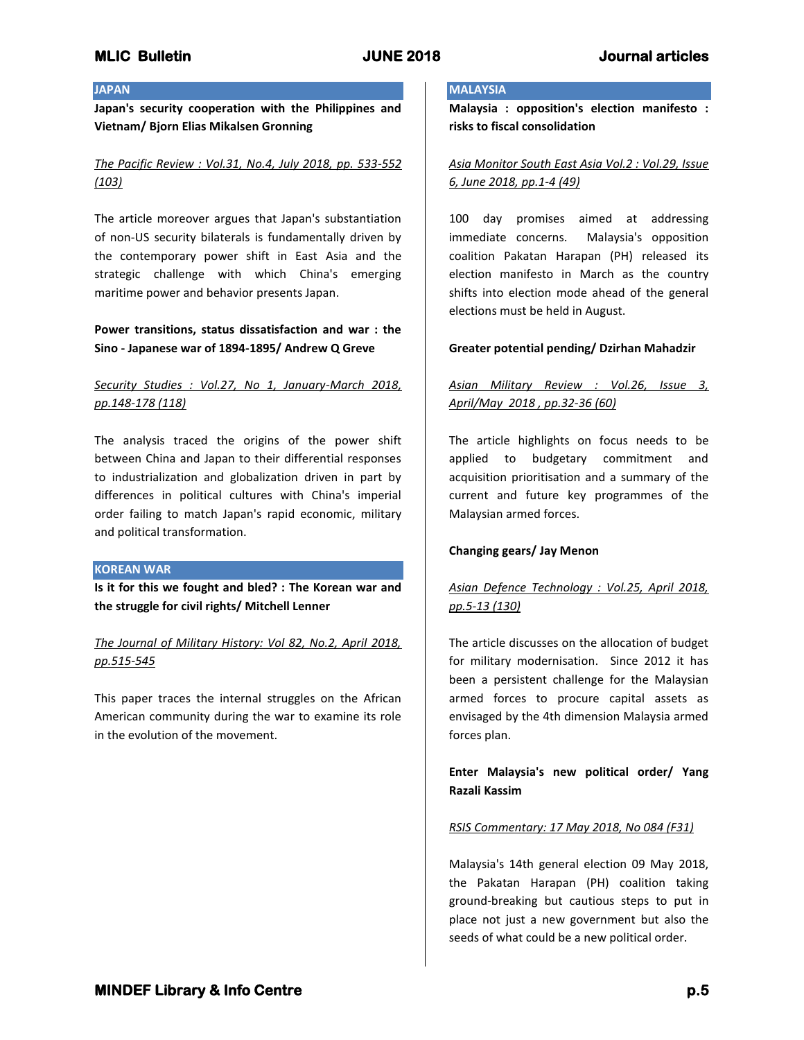## JAPAN

**Japan's security cooperation with the Philippines and Vietnam/ Bjorn Elias Mikalsen Gronning**

*The Pacific Review : Vol.31, No.4, July 2018, pp. 533-552 (103)*

The article moreover argues that Japan's substantiation of non-US security bilaterals is fundamentally driven by the contemporary power shift in East Asia and the strategic challenge with which China's emerging maritime power and behavior presents Japan.

**Power transitions, status dissatisfaction and war : the Sino - Japanese war of 1894-1895/ Andrew Q Greve**

*Security Studies : Vol.27, No 1, January-March 2018, pp.148-178 (118)*

The analysis traced the origins of the power shift between China and Japan to their differential responses to industrialization and globalization driven in part by differences in political cultures with China's imperial order failing to match Japan's rapid economic, military and political transformation.

## KOREAN WAR

**Is it for this we fought and bled? : The Korean war and the struggle for civil rights/ Mitchell Lenner**

*The Journal of Military History: Vol 82, No.2, April 2018, pp.515-545*

This paper traces the internal struggles on the African American community during the war to examine its role in the evolution of the movement.

## MALAYSIA

**Malaysia : opposition's election manifesto : risks to fiscal consolidation**

*Asia Monitor South East Asia Vol.2 : Vol.29, Issue 6, June 2018, pp.1-4 (49)*

100 day promises aimed at addressing immediate concerns. Malaysia's opposition coalition Pakatan Harapan (PH) released its election manifesto in March as the country shifts into election mode ahead of the general elections must be held in August.

**Greater potential pending/ Dzirhan Mahadzir**

*Asian Military Review : Vol.26, Issue 3, April/May 2018 , pp.32-36 (60)*

The article highlights on focus needs to be applied to budgetary commitment and acquisition prioritisation and a summary of the current and future key programmes of the Malaysian armed forces.

**Changing gears/ Jay Menon**

*Asian Defence Technology : Vol.25, April 2018, pp.5-13 (130)*

The article discusses on the allocation of budget for military modernisation. Since 2012 it has been a persistent challenge for the Malaysian armed forces to procure capital assets as envisaged by the 4th dimension Malaysia armed forces plan.

**Enter Malaysia's new political order/ Yang Razali Kassim**

*RSIS Commentary: 17 May 2018, No 084 (F31)*

Malaysia's 14th general election 09 May 2018, the Pakatan Harapan (PH) coalition taking ground-breaking but cautious steps to put in place not just a new government but also the seeds of what could be a new political order.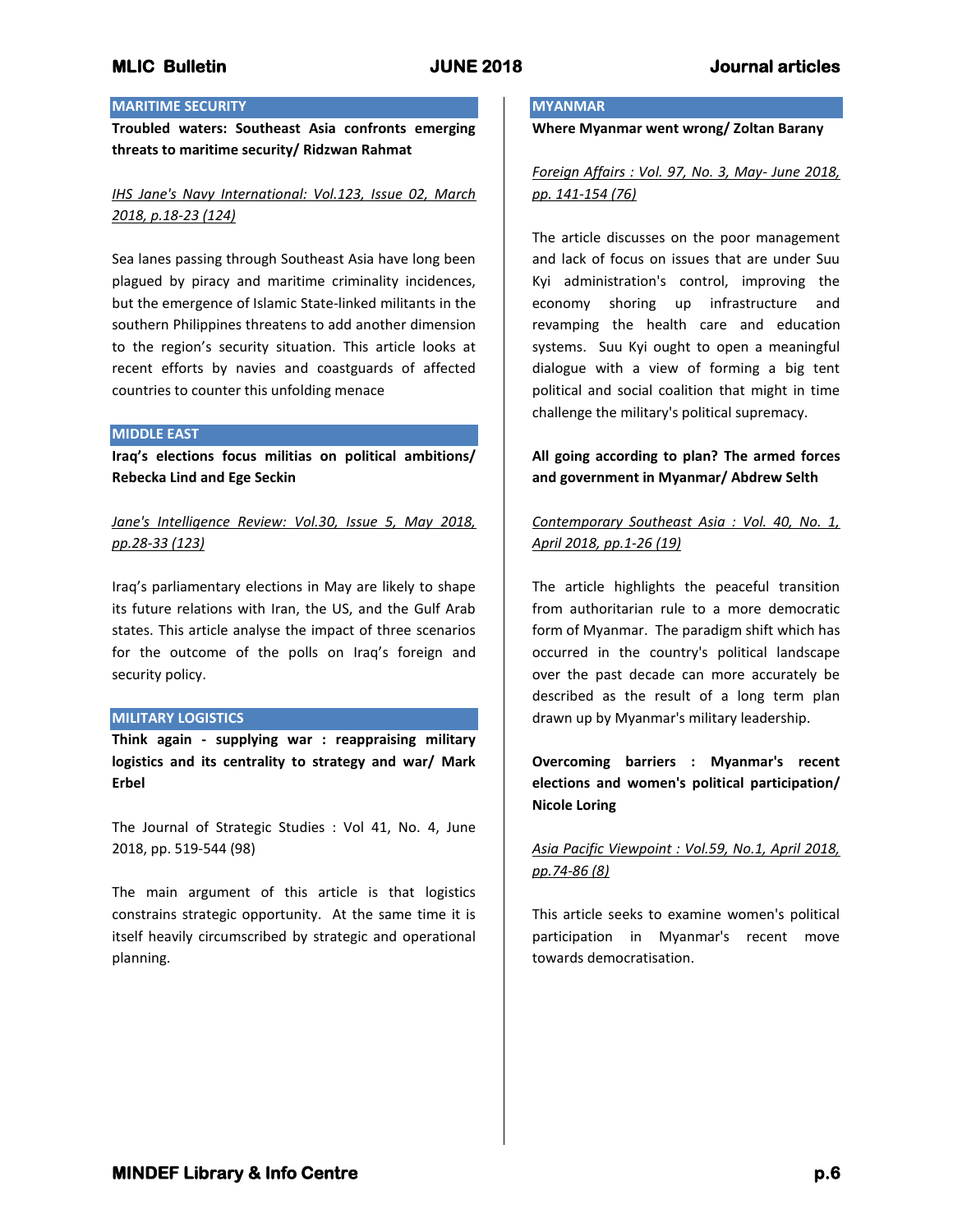## MARITIME SECURITY

**Troubled waters: Southeast Asia confronts emerging threats to maritime security/ Ridzwan Rahmat**

*IHS Jane's Navy International: Vol.123, Issue 02, March 2018, p.18-23 (124)*

Sea lanes passing through Southeast Asia have long been plagued by piracy and maritime criminality incidences, but the emergence of Islamic State-linked militants in the southern Philippines threatens to add another dimension to the region's security situation. This article looks at recent efforts by navies and coastguards of affected countries to counter this unfolding menace

## MIDDLE EAST

**Iraq's elections focus militias on political ambitions/ Rebecka Lind and Ege Seckin**

*Jane's Intelligence Review: Vol.30, Issue 5, May 2018, pp.28-33 (123)*

Iraq's parliamentary elections in May are likely to shape its future relations with Iran, the US, and the Gulf Arab states. This article analyse the impact of three scenarios for the outcome of the polls on Iraq's foreign and security policy.

## MILITARY LOGISTICS

**Think again - supplying war : reappraising military logistics and its centrality to strategy and war/ Mark Erbel**

The Journal of Strategic Studies : Vol 41, No. 4, June 2018, pp. 519-544 (98)

The main argument of this article is that logistics constrains strategic opportunity. At the same time it is itself heavily circumscribed by strategic and operational planning.

## MYANMAR

**Where Myanmar went wrong/ Zoltan Barany**

*Foreign Affairs : Vol. 97, No. 3, May- June 2018, pp. 141-154 (76)*

The article discusses on the poor management and lack of focus on issues that are under Suu Kyi administration's control, improving the economy shoring up infrastructure and revamping the health care and education systems. Suu Kyi ought to open a meaningful dialogue with a view of forming a big tent political and social coalition that might in time challenge the military's political supremacy.

**All going according to plan? The armed forces and government in Myanmar/ Abdrew Selth**

*Contemporary Southeast Asia : Vol. 40, No. 1, April 2018, pp.1-26 (19)*

The article highlights the peaceful transition from authoritarian rule to a more democratic form of Myanmar. The paradigm shift which has occurred in the country's political landscape over the past decade can more accurately be described as the result of a long term plan drawn up by Myanmar's military leadership.

**Overcoming barriers : Myanmar's recent elections and women's political participation/ Nicole Loring**

*Asia Pacific Viewpoint : Vol.59, No.1, April 2018, pp.74-86 (8)*

This article seeks to examine women's political participation in Myanmar's recent move towards democratisation.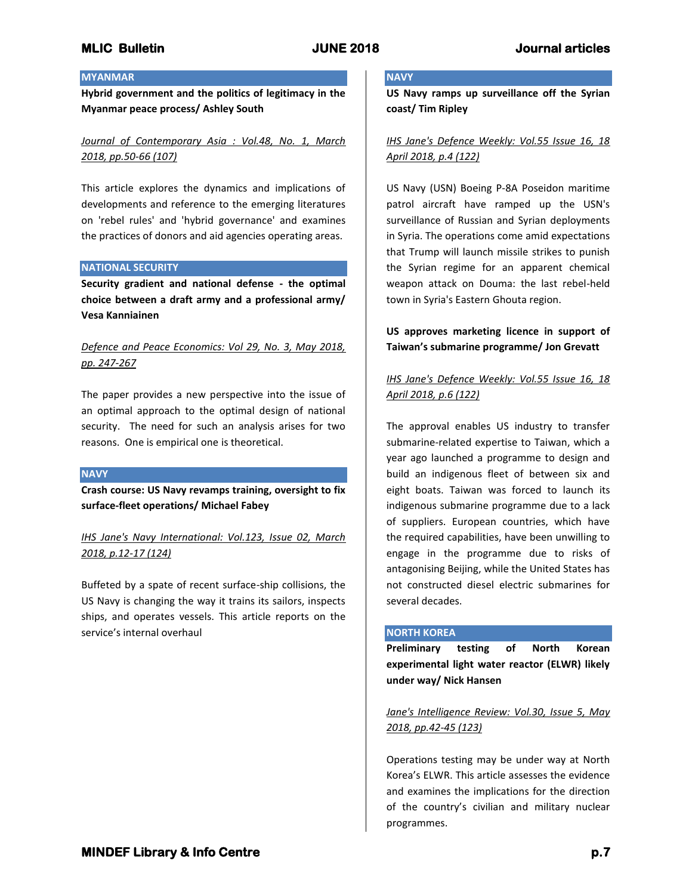## MYANMAR

**Hybrid government and the politics of legitimacy in the Myanmar peace process/ Ashley South**

*Journal of Contemporary Asia : Vol.48, No. 1, March 2018, pp.50-66 (107)*

This article explores the dynamics and implications of developments and reference to the emerging literatures on 'rebel rules' and 'hybrid governance' and examines the practices of donors and aid agencies operating areas.

## NATIONAL SECURITY

**Security gradient and national defense - the optimal choice between a draft army and a professional army/ Vesa Kanniainen**

*Defence and Peace Economics: Vol 29, No. 3, May 2018, pp. 247-267*

The paper provides a new perspective into the issue of an optimal approach to the optimal design of national security. The need for such an analysis arises for two reasons. One is empirical one is theoretical.

## NAVY

**Crash course: US Navy revamps training, oversight to fix surface-fleet operations/ Michael Fabey**

*IHS Jane's Navy International: Vol.123, Issue 02, March 2018, p.12-17 (124)*

Buffeted by a spate of recent surface-ship collisions, the US Navy is changing the way it trains its sailors, inspects ships, and operates vessels. This article reports on the service's internal overhaul

## NAVY

**US Navy ramps up surveillance off the Syrian coast/ Tim Ripley**

*IHS Jane's Defence Weekly: Vol.55 Issue 16, 18 April 2018, p.4 (122)*

US Navy (USN) Boeing P-8A Poseidon maritime patrol aircraft have ramped up the USN's surveillance of Russian and Syrian deployments in Syria. The operations come amid expectations that Trump will launch missile strikes to punish the Syrian regime for an apparent chemical weapon attack on Douma: the last rebel-held town in Syria's Eastern Ghouta region.

**US approves marketing licence in support of Taiwan's submarine programme/ Jon Grevatt**

*IHS Jane's Defence Weekly: Vol.55 Issue 16, 18 April 2018, p.6 (122)*

The approval enables US industry to transfer submarine-related expertise to Taiwan, which a year ago launched a programme to design and build an indigenous fleet of between six and eight boats. Taiwan was forced to launch its indigenous submarine programme due to a lack of suppliers. European countries, which have the required capabilities, have been unwilling to engage in the programme due to risks of antagonising Beijing, while the United States has not constructed diesel electric submarines for several decades.

## NORTH KOREA

**Preliminary testing of North Korean experimental light water reactor (ELWR) likely under way/ Nick Hansen**

*Jane's Intelligence Review: Vol.30, Issue 5, May 2018, pp.42-45 (123)*

Operations testing may be under way at North Korea's ELWR. This article assesses the evidence and examines the implications for the direction of the country's civilian and military nuclear programmes.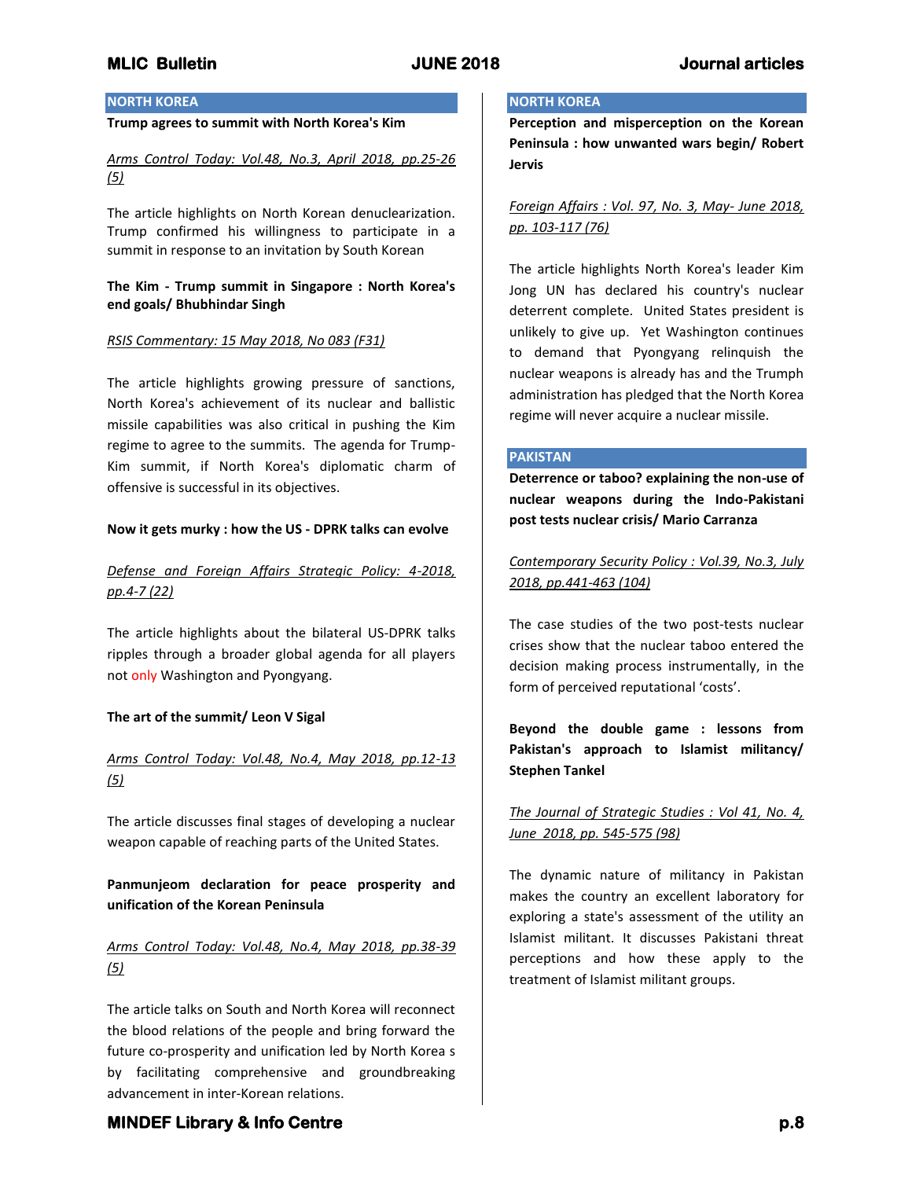## NORTH KOREA

**Trump agrees to summit with North Korea's Kim**

Arms Control Today: Vol.48, No.3, April 2018, pp.25-26 (5)

The article highlights on North Korean denuclearization. Trump confirmed his willingness to participate in a summit in response to an invitation by South Korean

**The Kim - Trump summit in Singapore : North Korea's end goals/ Bhubhindar Singh**

RSIS Commentary: 15 May 2018, No 083 (F31)

The article highlights growing pressure of sanctions, North Korea's achievement of its nuclear and ballistic missile capabilities was also critical in pushing the Kim regime to agree to the summits. The agenda for Trump-Kim summit, if North Korea's diplomatic charm of offensive is successful in its objectives.

**Now it gets murky : how the US - DPRK talks can evolve**

Defense and Foreign Affairs Strategic Policy: 4-2018, pp.4-7 (22)

The article highlights about the bilateral US-DPRK talks ripples through a broader global agenda for all players not only Washington and Pyongyang.

**The art of the summit/ Leon V Sigal**

Arms Control Today: Vol.48, No.4, May 2018, pp.12-13 (5)

The article discusses final stages of developing a nuclear weapon capable of reaching parts of the United States.

**Panmunjeom declaration for peace prosperity and unification of the Korean Peninsula**

Arms Control Today: Vol.48, No.4, May 2018, pp.38-39 (5)

The article talks on South and North Korea will reconnect the blood relations of the people and bring forward the future co-prosperity and unification led by North Korea s by facilitating comprehensive and groundbreaking advancement in inter-Korean relations.

## NORTH KOREA

**Perception and misperception on the Korean Peninsula : how unwanted wars begin/ Robert Jervis**

Foreign Affairs : Vol. 97, No. 3, May- June 2018, pp. 103-117 (76)

The article highlights North Korea's leader Kim Jong UN has declared his country's nuclear deterrent complete. United States president is unlikely to give up. Yet Washington continues to demand that Pyongyang relinquish the nuclear weapons is already has and the Trumph administration has pledged that the North Korea regime will never acquire a nuclear missile.

## PAKISTAN

**Deterrence or taboo? explaining the non-use of nuclear weapons during the Indo-Pakistani post tests nuclear crisis/ Mario Carranza**

Contemporary Security Policy : Vol.39, No.3, July 2018, pp.441-463 (104)

The case studies of the two post-tests nuclear crises show that the nuclear taboo entered the decision making process instrumentally, in the form of perceived reputational 'costs'.

**Beyond the double game : lessons from Pakistan's approach to Islamist militancy/ Stephen Tankel**

The Journal of Strategic Studies : Vol 41, No. 4, June 2018, pp. 545-575 (98)

The dynamic nature of militancy in Pakistan makes the country an excellent laboratory for exploring a state's assessment of the utility an Islamist militant. It discusses Pakistani threat perceptions and how these apply to the treatment of Islamist militant groups.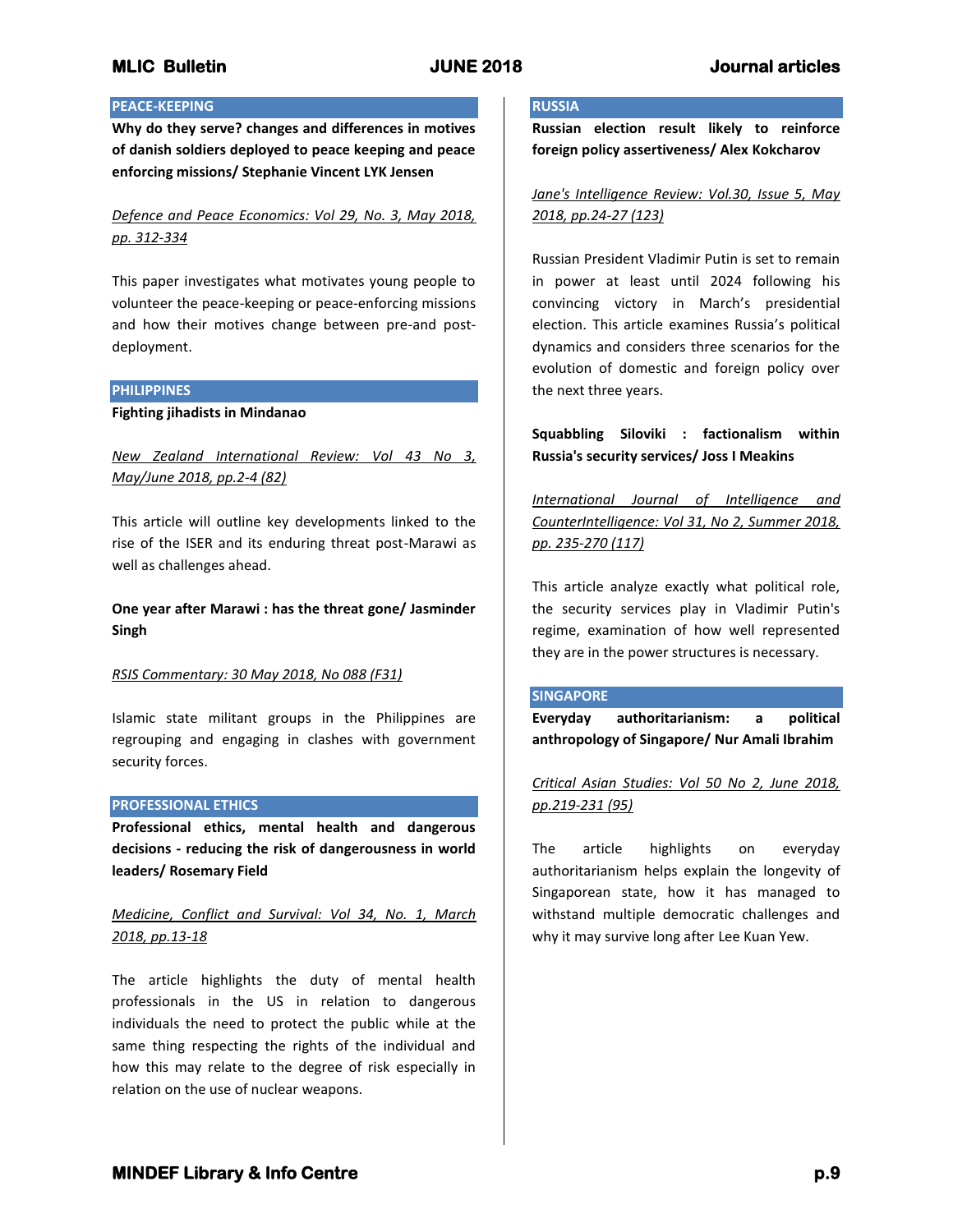## PEACE-KEEPING

**Why do they serve? changes and differences in motives of danish soldiers deployed to peace keeping and peace enforcing missions/ Stephanie Vincent LYK Jensen**

Defence and Peace Economics: Vol 29, No. 3, May 2018, pp. 312-334

This paper investigates what motivates young people to volunteer the peace-keeping or peace-enforcing missions and how their motives change between pre-and post-deployment.

## PHILIPPINES

**Fighting jihadists in Mindanao**

New Zealand International Review: Vol 43 No 3, May/June 2018, pp.2-4 (82)

This article will outline key developments linked to the rise of the ISER and its enduring threat post-Marawi as well as challenges ahead.

**One year after Marawi : has the threat gone/ Jasminder Singh**

RSIS Commentary: 30 May 2018, No 088 (F31)

Islamic state militant groups in the Philippines are regrouping and engaging in clashes with government security forces.

## PROFESSIONAL ETHICS

**Professional ethics, mental health and dangerous decisions - reducing the risk of dangerousness in world leaders/ Rosemary Field**

Medicine, Conflict and Survival: Vol 34, No. 1, March 2018, pp.13-18

The article highlights the duty of mental health professionals in the US in relation to dangerous individuals the need to protect the public while at the same thing respecting the rights of the individual and how this may relate to the degree of risk especially in relation on the use of nuclear weapons.

## RUSSIA

**Russian election result likely to reinforce foreign policy assertiveness/ Alex Kokcharov**

Jane's Intelligence Review: Vol.30, Issue 5, May 2018, pp.24-27 (123)

Russian President Vladimir Putin is set to remain in power at least until 2024 following his convincing victory in March's presidential election. This article examines Russia's political dynamics and considers three scenarios for the evolution of domestic and foreign policy over the next three years.

**Squabbling Siloviki : factionalism within Russia's security services/ Joss I Meakins**

International Journal of Intelligence and CounterIntelligence: Vol 31, No 2, Summer 2018, pp. 235-270 (117)

This article analyze exactly what political role, the security services play in Vladimir Putin's regime, examination of how well represented they are in the power structures is necessary.

## SINGAPORE

**Everyday authoritarianism: a political anthropology of Singapore/ Nur Amali Ibrahim**

Critical Asian Studies: Vol 50 No 2, June 2018, pp.219-231 (95)

The article highlights on everyday authoritarianism helps explain the longevity of Singaporean state, how it has managed to withstand multiple democratic challenges and why it may survive long after Lee Kuan Yew.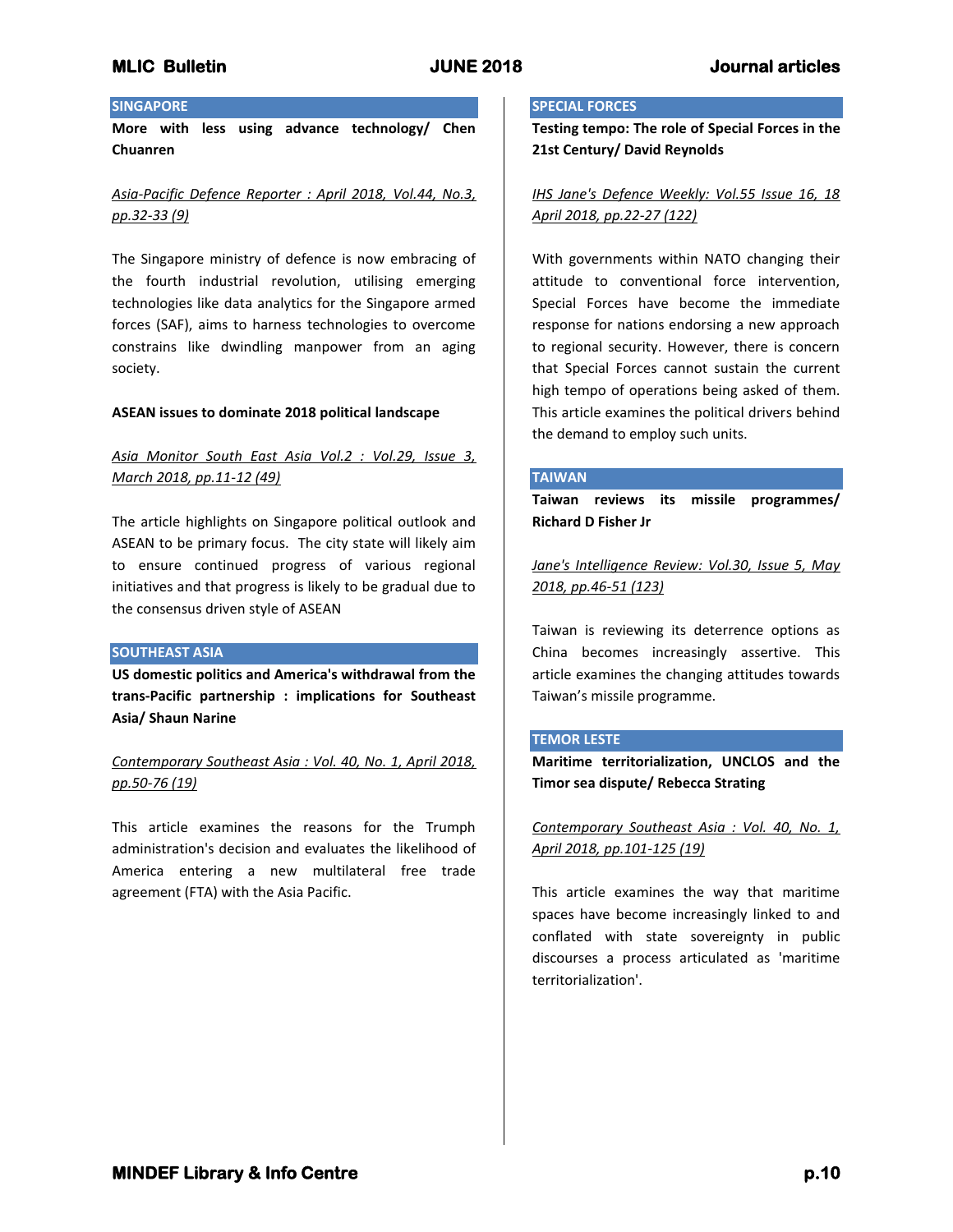## SINGAPORE

**More with less using advance technology/ Chen Chuanren**

*Asia-Pacific Defence Reporter : April 2018, Vol.44, No.3, pp.32-33 (9)*

The Singapore ministry of defence is now embracing of the fourth industrial revolution, utilising emerging technologies like data analytics for the Singapore armed forces (SAF), aims to harness technologies to overcome constrains like dwindling manpower from an aging society.

**ASEAN issues to dominate 2018 political landscape**

*Asia Monitor South East Asia Vol.2 : Vol.29, Issue 3, March 2018, pp.11-12 (49)*

The article highlights on Singapore political outlook and ASEAN to be primary focus. The city state will likely aim to ensure continued progress of various regional initiatives and that progress is likely to be gradual due to the consensus driven style of ASEAN

## SOUTHEAST ASIA

**US domestic politics and America's withdrawal from the trans-Pacific partnership : implications for Southeast Asia/ Shaun Narine**

*Contemporary Southeast Asia : Vol. 40, No. 1, April 2018, pp.50-76 (19)*

This article examines the reasons for the Truмph administration's decision and evaluates the likelihood of America entering a new multilateral free trade agreement (FTA) with the Asia Pacific.

## SPECIAL FORCES

**Testing tempo: The role of Special Forces in the 21st Century/ David Reynolds**

*IHS Jane's Defence Weekly: Vol.55 Issue 16, 18 April 2018, pp.22-27 (122)*

With governments within NATO changing their attitude to conventional force intervention, Special Forces have become the immediate response for nations endorsing a new approach to regional security. However, there is concern that Special Forces cannot sustain the current high tempo of operations being asked of them. This article examines the political drivers behind the demand to employ such units.

## TAIWAN

**Taiwan reviews its missile programmes/ Richard D Fisher Jr**

*Jane's Intelligence Review: Vol.30, Issue 5, May 2018, pp.46-51 (123)*

Taiwan is reviewing its deterrence options as China becomes increasingly assertive. This article examines the changing attitudes towards Taiwan's missile programme.

## TEMOR LESTE

**Maritime territorialization, UNCLOS and the Timor sea dispute/ Rebecca Strating**

*Contemporary Southeast Asia : Vol. 40, No. 1, April 2018, pp.101-125 (19)*

This article examines the way that maritime spaces have become increasingly linked to and conflated with state sovereignty in public discourses a process articulated as 'maritime territorialization'.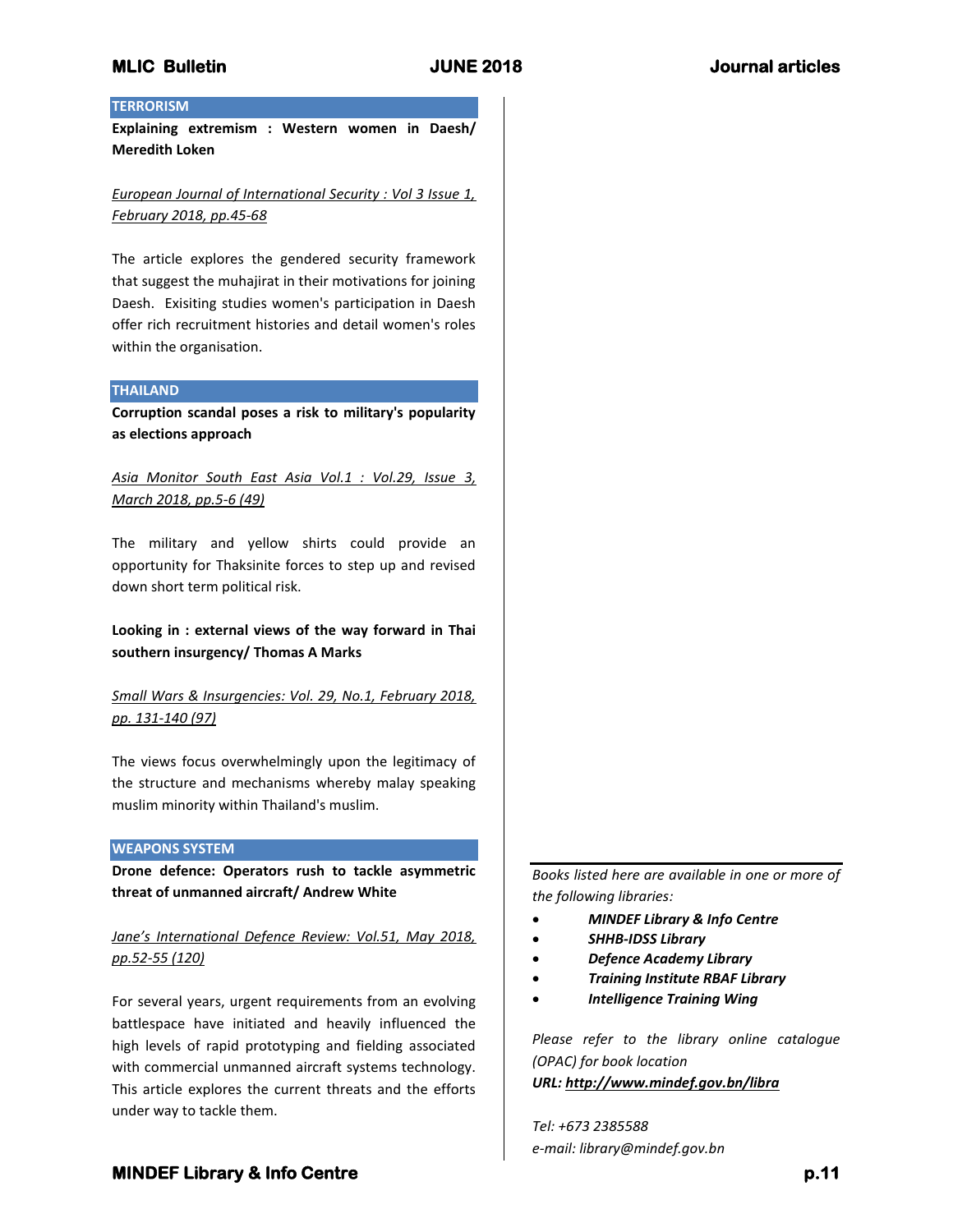## TERRORISM

**Explaining extremism : Western women in Daesh/ Meredith Loken**

_European Journal of International Security : Vol 3 Issue 1, February 2018, pp.45-68_

The article explores the gendered security framework that suggest the muhajirat in their motivations for joining Daesh. Exisiting studies women's participation in Daesh offer rich recruitment histories and detail women's roles within the organisation.

## THAILAND

**Corruption scandal poses a risk to military's popularity as elections approach**

_Asia Monitor South East Asia Vol.1 : Vol.29, Issue 3, March 2018, pp.5-6 (49)_

The military and yellow shirts could provide an opportunity for Thaksinite forces to step up and revised down short term political risk.

**Looking in : external views of the way forward in Thai southern insurgency/ Thomas A Marks**

_Small Wars & Insurgencies: Vol. 29, No.1, February 2018, pp. 131-140 (97)_

The views focus overwhelmingly upon the legitimacy of the structure and mechanisms whereby malay speaking muslim minority within Thailand's muslim.

## WEAPONS SYSTEM

**Drone defence: Operators rush to tackle asymmetric threat of unmanned aircraft/ Andrew White**

_Jane's International Defence Review: Vol.51, May 2018, pp.52-55 (120)_

For several years, urgent requirements from an evolving battlespace have initiated and heavily influenced the high levels of rapid prototyping and fielding associated with commercial unmanned aircraft systems technology. This article explores the current threats and the efforts under way to tackle them.

---

*Books listed here are available in one or more of the following libraries:*

- ***MINDEF Library & Info Centre***
- ***SHHB-IDSS Library***
- ***Defence Academy Library***
- ***Training Institute RBAF Library***
- ***Intelligence Training Wing***

*Please refer to the library online catalogue (OPAC) for book location*

***URL: http://www.mindef.gov.bn/libra***

*Tel: +673 2385588*

*e-mail: library@mindef.gov.bn*